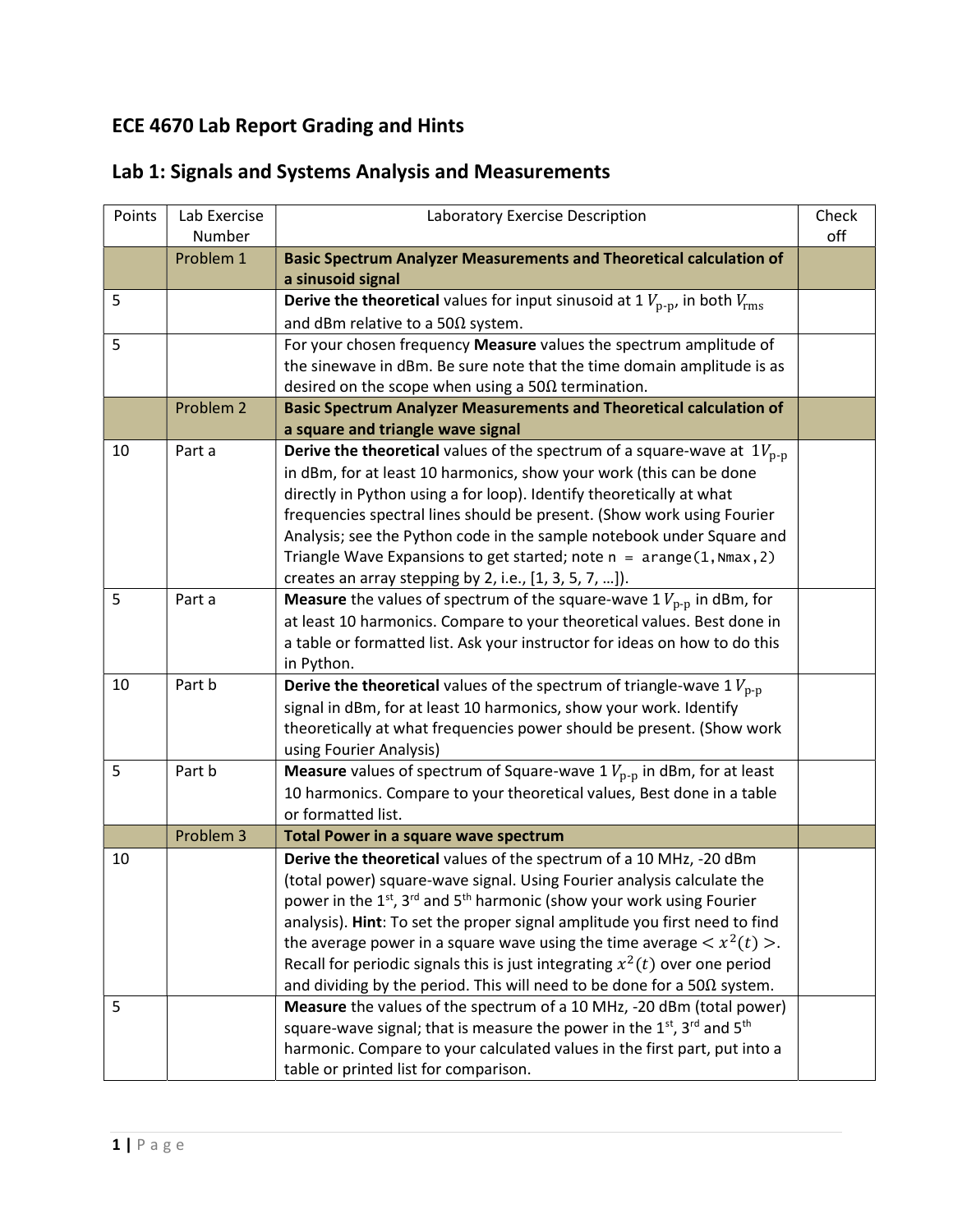# ECE 4670 Lab Report Grading and Hints

## Lab 1: Signals and Systems Analysis and Measurements

| Points | Lab Exercise Number | Laboratory Exercise Description | Check off |
|---|---|---|---|
| | Problem 1 | **Basic Spectrum Analyzer Measurements and Theoretical calculation of a sinusoid signal** | |
| 5 | | **Derive the theoretical** values for input sinusoid at 1 $V_{\text{p-p}}$, in both $V_{\text{rms}}$ and dBm relative to a 50Ω system. | |
| 5 | | For your chosen frequency **Measure** values the spectrum amplitude of the sinewave in dBm. Be sure note that the time domain amplitude is as desired on the scope when using a 50Ω termination. | |
| | Problem 2 | **Basic Spectrum Analyzer Measurements and Theoretical calculation of a square and triangle wave signal** | |
| 10 | Part a | **Derive the theoretical** values of the spectrum of a square-wave at $1V_{\text{p-p}}$ in dBm, for at least 10 harmonics, show your work (this can be done directly in Python using a for loop). Identify theoretically at what frequencies spectral lines should be present. (Show work using Fourier Analysis; see the Python code in the sample notebook under Square and Triangle Wave Expansions to get started; note `n = arange(1,Nmax,2)` creates an array stepping by 2, i.e., [1, 3, 5, 7, …]). | |
| 5 | Part a | **Measure** the values of spectrum of the square-wave 1 $V_{\text{p-p}}$ in dBm, for at least 10 harmonics. Compare to your theoretical values. Best done in a table or formatted list. Ask your instructor for ideas on how to do this in Python. | |
| 10 | Part b | **Derive the theoretical** values of the spectrum of triangle-wave 1 $V_{\text{p-p}}$ signal in dBm, for at least 10 harmonics, show your work. Identify theoretically at what frequencies power should be present. (Show work using Fourier Analysis) | |
| 5 | Part b | **Measure** values of spectrum of Square-wave 1 $V_{\text{p-p}}$ in dBm, for at least 10 harmonics. Compare to your theoretical values, Best done in a table or formatted list. | |
| | Problem 3 | **Total Power in a square wave spectrum** | |
| 10 | | **Derive the theoretical** values of the spectrum of a 10 MHz, -20 dBm (total power) square-wave signal. Using Fourier analysis calculate the power in the 1st, 3rd and 5th harmonic (show your work using Fourier analysis). **Hint**: To set the proper signal amplitude you first need to find the average power in a square wave using the time average $< x^2(t) >$. Recall for periodic signals this is just integrating $x^2(t)$ over one period and dividing by the period. This will need to be done for a 50Ω system. | |
| 5 | | **Measure** the values of the spectrum of a 10 MHz, -20 dBm (total power) square-wave signal; that is measure the power in the 1st, 3rd and 5th harmonic. Compare to your calculated values in the first part, put into a table or printed list for comparison. | |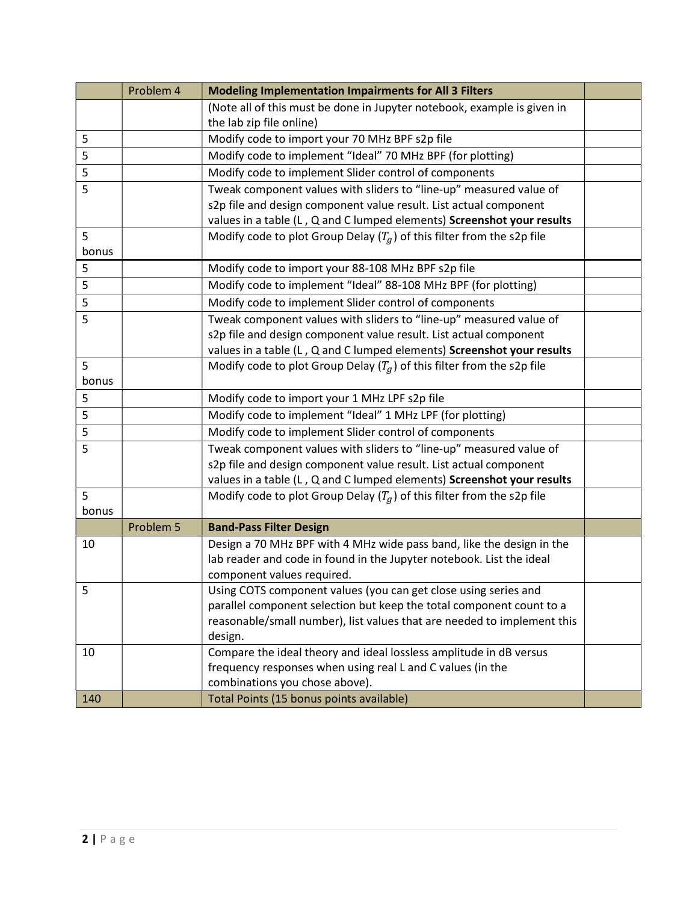| | | | |
|---|---|---|---|
| | Problem 4 | **Modeling Implementation Impairments for All 3 Filters** | |
| | | (Note all of this must be done in Jupyter notebook, example is given in the lab zip file online) | |
| 5 | | Modify code to import your 70 MHz BPF s2p file | |
| 5 | | Modify code to implement “Ideal” 70 MHz BPF (for plotting) | |
| 5 | | Modify code to implement Slider control of components | |
| 5 | | Tweak component values with sliders to “line-up” measured value of s2p file and design component value result. List actual component values in a table (L , Q and C lumped elements) **Screenshot your results** | |
| 5 bonus | | Modify code to plot Group Delay ($T_g$) of this filter from the s2p file | |
| 5 | | Modify code to import your 88-108 MHz BPF s2p file | |
| 5 | | Modify code to implement “Ideal” 88-108 MHz BPF (for plotting) | |
| 5 | | Modify code to implement Slider control of components | |
| 5 | | Tweak component values with sliders to “line-up” measured value of s2p file and design component value result. List actual component values in a table (L , Q and C lumped elements) **Screenshot your results** | |
| 5 bonus | | Modify code to plot Group Delay ($T_g$) of this filter from the s2p file | |
| 5 | | Modify code to import your 1 MHz LPF s2p file | |
| 5 | | Modify code to implement “Ideal” 1 MHz LPF (for plotting) | |
| 5 | | Modify code to implement Slider control of components | |
| 5 | | Tweak component values with sliders to “line-up” measured value of s2p file and design component value result. List actual component values in a table (L , Q and C lumped elements) **Screenshot your results** | |
| 5 bonus | | Modify code to plot Group Delay ($T_g$) of this filter from the s2p file | |
| | Problem 5 | **Band-Pass Filter Design** | |
| 10 | | Design a 70 MHz BPF with 4 MHz wide pass band, like the design in the lab reader and code in found in the Jupyter notebook. List the ideal component values required. | |
| 5 | | Using COTS component values (you can get close using series and parallel component selection but keep the total component count to a reasonable/small number), list values that are needed to implement this design. | |
| 10 | | Compare the ideal theory and ideal lossless amplitude in dB versus frequency responses when using real L and C values (in the combinations you chose above). | |
| 140 | | Total Points (15 bonus points available) | |